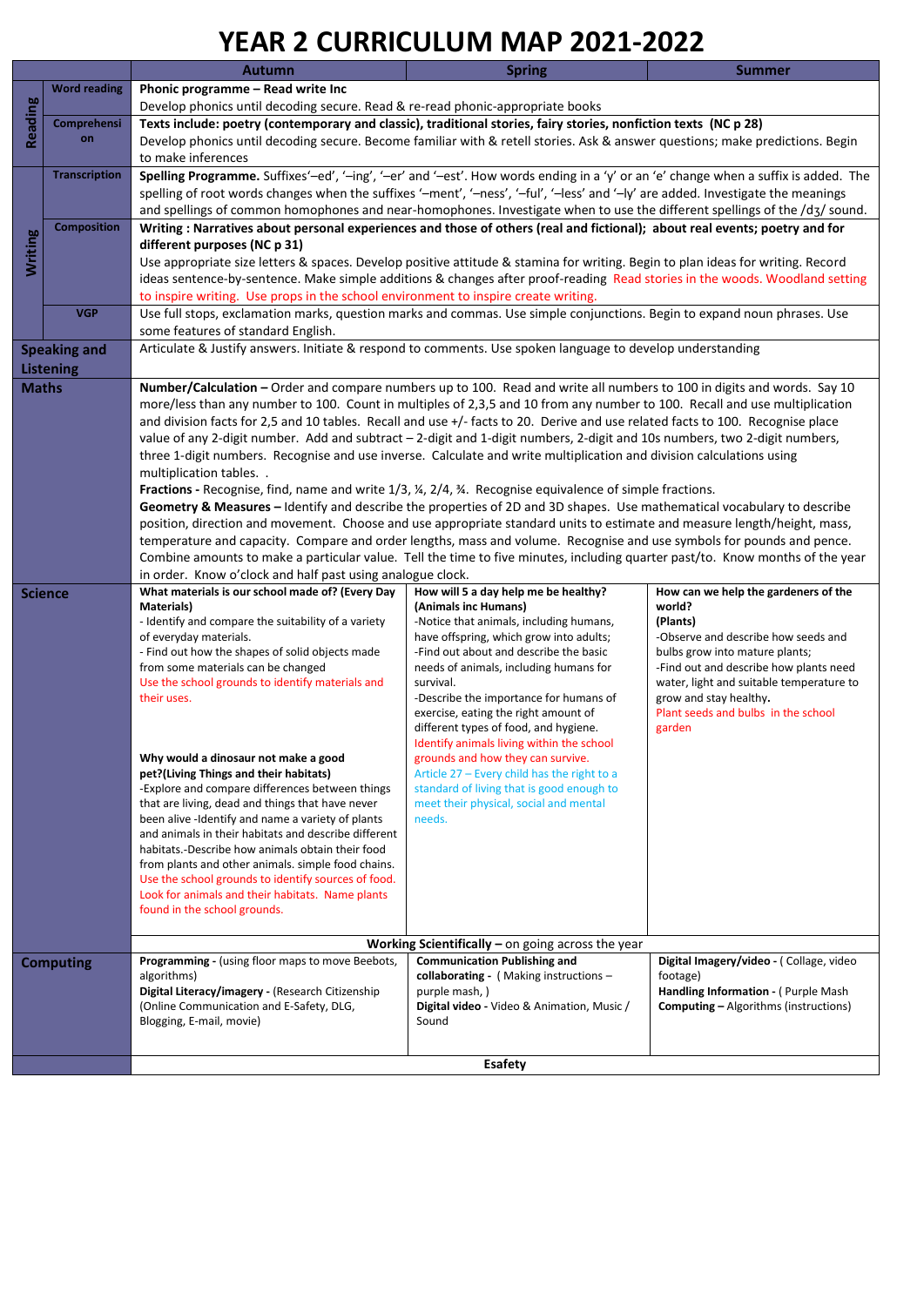# YEAR 2 CURRICULUM MAP 2021-2022

| | | Autumn | Spring | Summer |
|---|---|---|---|---|
| Reading | Word reading | **Phonic programme – Read write Inc**<br>Develop phonics until decoding secure. Read & re-read phonic-appropriate books | | |
| | Comprehension | **Texts include: poetry (contemporary and classic), traditional stories, fairy stories, nonfiction texts (NC p 28)**<br>Develop phonics until decoding secure. Become familiar with & retell stories. Ask & answer questions; make predictions. Begin to make inferences | | |
| Writing | Transcription | **Spelling Programme.** Suffixes'–ed', '–ing', '–er' and '–est'. How words ending in a 'y' or an 'e' change when a suffix is added. The spelling of root words changes when the suffixes '–ment', '–ness', '–ful', '–less' and '–ly' are added. Investigate the meanings and spellings of common homophones and near-homophones. Investigate when to use the different spellings of the /dʒ/ sound. | | |
| | Composition | **Writing : Narratives about personal experiences and those of others (real and fictional); about real events; poetry and for different purposes (NC p 31)**<br>Use appropriate size letters & spaces. Develop positive attitude & stamina for writing. Begin to plan ideas for writing. Record ideas sentence-by-sentence. Make simple additions & changes after proof-reading Read stories in the woods. Woodland setting to inspire writing. Use props in the school environment to inspire create writing. | | |
| | VGP | Use full stops, exclamation marks, question marks and commas. Use simple conjunctions. Begin to expand noun phrases. Use some features of standard English. | | |
| Speaking and Listening | | Articulate & Justify answers. Initiate & respond to comments. Use spoken language to develop understanding | | |
| Maths | | **Number/Calculation –** Order and compare numbers up to 100. Read and write all numbers to 100 in digits and words. Say 10 more/less than any number to 100. Count in multiples of 2,3,5 and 10 from any number to 100. Recall and use multiplication and division facts for 2,5 and 10 tables. Recall and use +/- facts to 20. Derive and use related facts to 100. Recognise place value of any 2-digit number. Add and subtract – 2-digit and 1-digit numbers, 2-digit and 10s numbers, two 2-digit numbers, three 1-digit numbers. Recognise and use inverse. Calculate and write multiplication and division calculations using multiplication tables. .<br>**Fractions -** Recognise, find, name and write 1/3, ¼, 2/4, ¾. Recognise equivalence of simple fractions.<br>**Geometry & Measures –** Identify and describe the properties of 2D and 3D shapes. Use mathematical vocabulary to describe position, direction and movement. Choose and use appropriate standard units to estimate and measure length/height, mass, temperature and capacity. Compare and order lengths, mass and volume. Recognise and use symbols for pounds and pence. Combine amounts to make a particular value. Tell the time to five minutes, including quarter past/to. Know months of the year in order. Know o'clock and half past using analogue clock. | | |
| Science | | **What materials is our school made of? (Every Day Materials)**<br>- Identify and compare the suitability of a variety of everyday materials.<br>- Find out how the shapes of solid objects made from some materials can be changed<br>Use the school grounds to identify materials and their uses.<br><br>**Why would a dinosaur not make a good pet?(Living Things and their habitats)**<br>-Explore and compare differences between things that are living, dead and things that have never been alive -Identify and name a variety of plants and animals in their habitats and describe different habitats.-Describe how animals obtain their food from plants and other animals. simple food chains. Use the school grounds to identify sources of food. Look for animals and their habitats. Name plants found in the school grounds. | **How will 5 a day help me be healthy? (Animals inc Humans)**<br>-Notice that animals, including humans, have offspring, which grow into adults;<br>-Find out about and describe the basic needs of animals, including humans for survival.<br>-Describe the importance for humans of exercise, eating the right amount of different types of food, and hygiene.<br>Identify animals living within the school grounds and how they can survive.<br>Article 27 – Every child has the right to a standard of living that is good enough to meet their physical, social and mental needs. | **How can we help the gardeners of the world?**<br>**(Plants)**<br>-Observe and describe how seeds and bulbs grow into mature plants;<br>-Find out and describe how plants need water, light and suitable temperature to grow and stay healthy.<br>Plant seeds and bulbs in the school garden |
| | | **Working Scientifically –** on going across the year | | |
| Computing | | **Programming -** (using floor maps to move Beebots, algorithms)<br>**Digital Literacy/imagery -** (Research Citizenship (Online Communication and E-Safety, DLG, Blogging, E-mail, movie) | **Communication Publishing and collaborating -** ( Making instructions – purple mash, )<br>**Digital video -** Video & Animation, Music / Sound | **Digital Imagery/video -** ( Collage, video footage)<br>**Handling Information -** ( Purple Mash<br>**Computing –** Algorithms (instructions) |
| | | **Esafety** | | |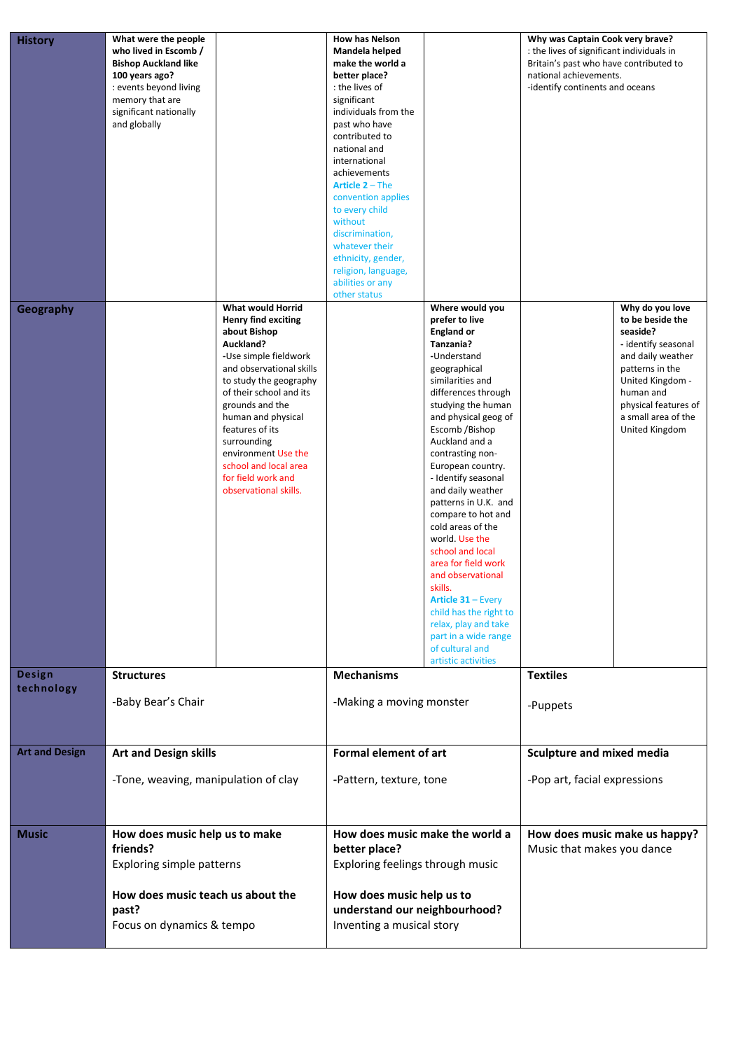| History | **What were the people who lived in Escomb / Bishop Auckland like 100 years ago?**<br>: events beyond living memory that are significant nationally and globally | | **How has Nelson Mandela helped make the world a better place?**<br>: the lives of significant individuals from the past who have contributed to national and international achievements<br>**Article 2** – The convention applies to every child without discrimination, whatever their ethnicity, gender, religion, language, abilities or any other status | | **Why was Captain Cook very brave?**<br>: the lives of significant individuals in Britain's past who have contributed to national achievements.<br>-identify continents and oceans | |
|---|---|---|---|---|---|---|
| **Geography** | | **What would Horrid Henry find exciting about Bishop Auckland?**<br>-Use simple fieldwork and observational skills to study the geography of their school and its grounds and the human and physical features of its surrounding environment Use the school and local area for field work and observational skills. | | **Where would you prefer to live England or Tanzania?**<br>-Understand geographical similarities and differences through studying the human and physical geog of Escomb /Bishop Auckland and a contrasting non-European country.<br>- Identify seasonal and daily weather patterns in U.K. and compare to hot and cold areas of the world. Use the school and local area for field work and observational skills.<br>**Article 31** – Every child has the right to relax, play and take part in a wide range of cultural and artistic activities | | **Why do you love to be beside the seaside?**<br>- identify seasonal and daily weather patterns in the United Kingdom - human and physical features of a small area of the United Kingdom |
| **Design technology** | **Structures**<br><br>-Baby Bear's Chair | | **Mechanisms**<br><br>-Making a moving monster | | **Textiles**<br><br>-Puppets | |
| **Art and Design** | **Art and Design skills**<br><br>-Tone, weaving, manipulation of clay | | **Formal element of art**<br><br>-Pattern, texture, tone | | **Sculpture and mixed media**<br><br>-Pop art, facial expressions | |
| **Music** | **How does music help us to make friends?**<br>Exploring simple patterns<br><br>**How does music teach us about the past?**<br>Focus on dynamics & tempo | | **How does music make the world a better place?**<br>Exploring feelings through music<br><br>**How does music help us to understand our neighbourhood?**<br>Inventing a musical story | | **How does music make us happy?**<br>Music that makes you dance | |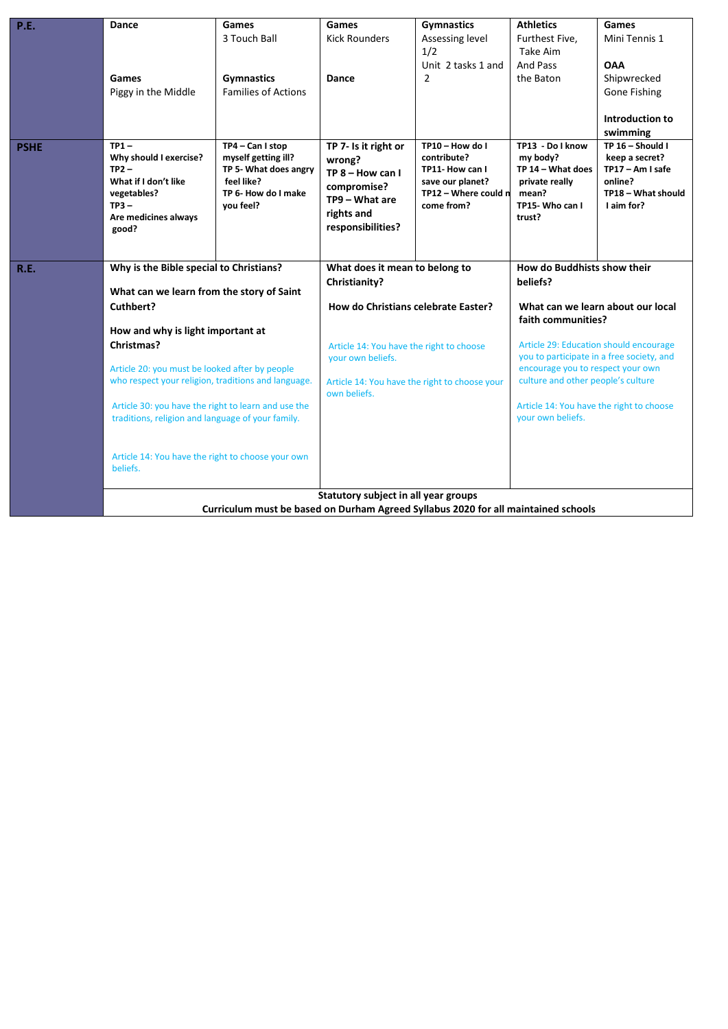| | | | | | | |
|---|---|---|---|---|---|---|
| **P.E.** | **Dance**<br><br>**Games**<br>Piggy in the Middle | **Games**<br>3 Touch Ball<br><br>**Gymnastics**<br>Families of Actions | **Games**<br>Kick Rounders<br><br>**Dance** | **Gymnastics**<br>Assessing level 1/2<br>Unit 2 tasks 1 and 2 | **Athletics**<br>Furthest Five,<br>Take Aim<br>And Pass the Baton | **Games**<br>Mini Tennis 1<br><br>**OAA**<br>Shipwrecked<br>Gone Fishing<br><br>**Introduction to swimming** |
| **PSHE** | **TP1 –**<br>**Why should I exercise?**<br>**TP2 –**<br>**What if I don't like vegetables?**<br>**TP3 –**<br>**Are medicines always good?** | **TP4 – Can I stop myself getting ill?**<br>**TP 5- What does angry feel like?**<br>**TP 6- How do I make you feel?** | **TP 7- Is it right or wrong?**<br>**TP 8 – How can I compromise?**<br>**TP9 – What are rights and responsibilities?** | **TP10 – How do I contribute?**<br>**TP11- How can I save our planet?**<br>**TP12 – Where could n come from?** | **TP13 - Do I know my body?**<br>**TP 14 – What does private really mean?**<br>**TP15- Who can I trust?** | **TP 16 – Should I keep a secret?**<br>**TP17 – Am I safe online?**<br>**TP18 – What should I aim for?** |
| **R.E.** | **Why is the Bible special to Christians?**<br><br>**What can we learn from the story of Saint Cuthbert?**<br><br>**How and why is light important at Christmas?**<br><br>Article 20: you must be looked after by people who respect your religion, traditions and language.<br><br>Article 30: you have the right to learn and use the traditions, religion and language of your family.<br><br>Article 14: You have the right to choose your own beliefs. | | **What does it mean to belong to Christianity?**<br><br>**How do Christians celebrate Easter?**<br><br>Article 14: You have the right to choose your own beliefs.<br><br>Article 14: You have the right to choose your own beliefs. | | **How do Buddhists show their beliefs?**<br><br>**What can we learn about our local faith communities?**<br><br>Article 29: Education should encourage you to participate in a free society, and encourage you to respect your own culture and other people's culture<br><br>Article 14: You have the right to choose your own beliefs. | |
| | **Statutory subject in all year groups**<br>**Curriculum must be based on Durham Agreed Syllabus 2020 for all maintained schools** | | | | | |